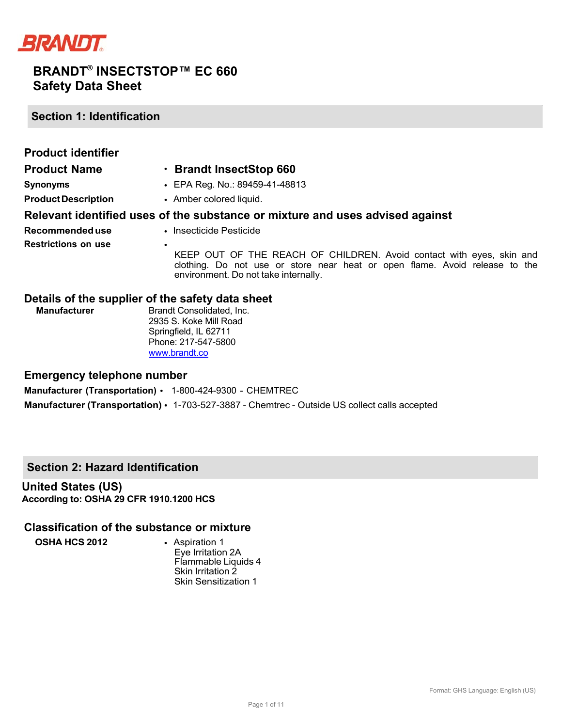BRANDT

# BRANDT® INSECTSTOP™ EC 660
# Safety Data Sheet

## Section 1: Identification

### Product identifier

**Product Name** • **Brandt InsectStop 660**

**Synonyms** • EPA Reg. No.: 89459-41-48813

**Product Description** • Amber colored liquid.

### Relevant identified uses of the substance or mixture and uses advised against

**Recommended use** • Insecticide Pesticide

**Restrictions on use** • KEEP OUT OF THE REACH OF CHILDREN. Avoid contact with eyes, skin and clothing. Do not use or store near heat or open flame. Avoid release to the environment. Do not take internally.

### Details of the supplier of the safety data sheet

**Manufacturer**
Brandt Consolidated, Inc.
2935 S. Koke Mill Road
Springfield, IL 62711
Phone: 217-547-5800
www.brandt.co

### Emergency telephone number

**Manufacturer (Transportation)** • 1-800-424-9300 - CHEMTREC

**Manufacturer (Transportation)** • 1-703-527-3887 - Chemtrec - Outside US collect calls accepted

## Section 2: Hazard Identification

### United States (US)

**According to: OSHA 29 CFR 1910.1200 HCS**

### Classification of the substance or mixture

**OSHA HCS 2012**
- Aspiration 1
  Eye Irritation 2A
  Flammable Liquids 4
  Skin Irritation 2
  Skin Sensitization 1

Format: GHS Language: English (US)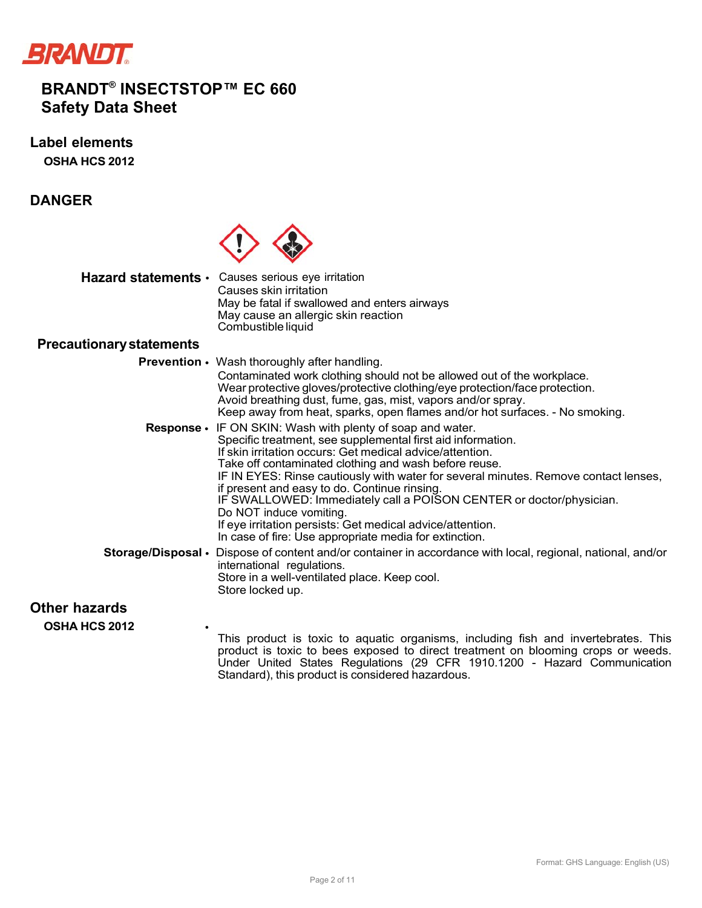BRANDT

# BRANDT® INSECTSTOP™ EC 660
# Safety Data Sheet

## Label elements

**OSHA HCS 2012**

## DANGER

**Hazard statements**

- Causes serious eye irritation
  Causes skin irritation
  May be fatal if swallowed and enters airways
  May cause an allergic skin reaction
  Combustible liquid

### Precautionary statements

**Prevention**

- Wash thoroughly after handling.
  Contaminated work clothing should not be allowed out of the workplace.
  Wear protective gloves/protective clothing/eye protection/face protection.
  Avoid breathing dust, fume, gas, mist, vapors and/or spray.
  Keep away from heat, sparks, open flames and/or hot surfaces. - No smoking.

**Response**

- IF ON SKIN: Wash with plenty of soap and water.
  Specific treatment, see supplemental first aid information.
  If skin irritation occurs: Get medical advice/attention.
  Take off contaminated clothing and wash before reuse.
  IF IN EYES: Rinse cautiously with water for several minutes. Remove contact lenses, if present and easy to do. Continue rinsing.
  IF SWALLOWED: Immediately call a POISON CENTER or doctor/physician.
  Do NOT induce vomiting.
  If eye irritation persists: Get medical advice/attention.
  In case of fire: Use appropriate media for extinction.

**Storage/Disposal**

- Dispose of content and/or container in accordance with local, regional, national, and/or international regulations.
  Store in a well-ventilated place. Keep cool.
  Store locked up.

## Other hazards

**OSHA HCS 2012**

- This product is toxic to aquatic organisms, including fish and invertebrates. This product is toxic to bees exposed to direct treatment on blooming crops or weeds. Under United States Regulations (29 CFR 1910.1200 - Hazard Communication Standard), this product is considered hazardous.

Format: GHS Language: English (US)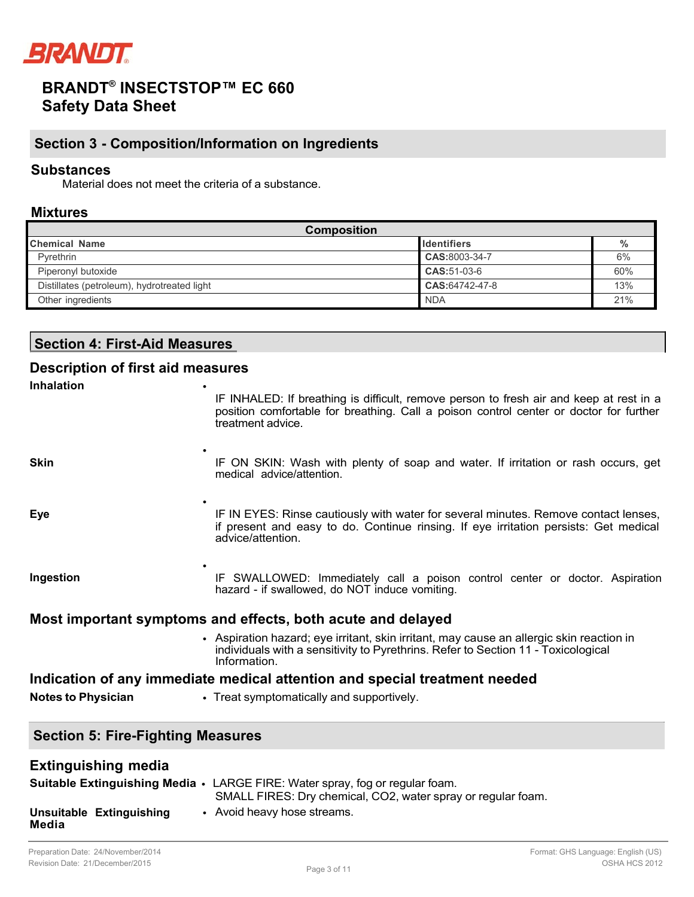# BRANDT® INSECTSTOP™ EC 660
## Safety Data Sheet

## Section 3 - Composition/Information on Ingredients

### Substances

Material does not meet the criteria of a substance.

### Mixtures

| Composition | | |
|---|---|---|
| **Chemical Name** | **Identifiers** | **%** |
| Pyrethrin | **CAS:**8003-34-7 | 6% |
| Piperonyl butoxide | **CAS:**51-03-6 | 60% |
| Distillates (petroleum), hydrotreated light | **CAS:**64742-47-8 | 13% |
| Other ingredients | NDA | 21% |

## Section 4: First-Aid Measures

### Description of first aid measures

**Inhalation**

- IF INHALED: If breathing is difficult, remove person to fresh air and keep at rest in a position comfortable for breathing. Call a poison control center or doctor for further treatment advice.

**Skin**

- IF ON SKIN: Wash with plenty of soap and water. If irritation or rash occurs, get medical advice/attention.

**Eye**

- IF IN EYES: Rinse cautiously with water for several minutes. Remove contact lenses, if present and easy to do. Continue rinsing. If eye irritation persists: Get medical advice/attention.

**Ingestion**

- IF SWALLOWED: Immediately call a poison control center or doctor. Aspiration hazard - if swallowed, do NOT induce vomiting.

### Most important symptoms and effects, both acute and delayed

- Aspiration hazard; eye irritant, skin irritant, may cause an allergic skin reaction in individuals with a sensitivity to Pyrethrins. Refer to Section 11 - Toxicological Information.

### Indication of any immediate medical attention and special treatment needed

**Notes to Physician**

- Treat symptomatically and supportively.

## Section 5: Fire-Fighting Measures

### Extinguishing media

**Suitable Extinguishing Media**

- LARGE FIRE: Water spray, fog or regular foam.
  SMALL FIRES: Dry chemical, $CO_2$, water spray or regular foam.

**Unsuitable Extinguishing Media**

- Avoid heavy hose streams.

Preparation Date: 24/November/2014
Revision Date: 21/December/2015

Format: GHS Language: English (US)
OSHA HCS 2012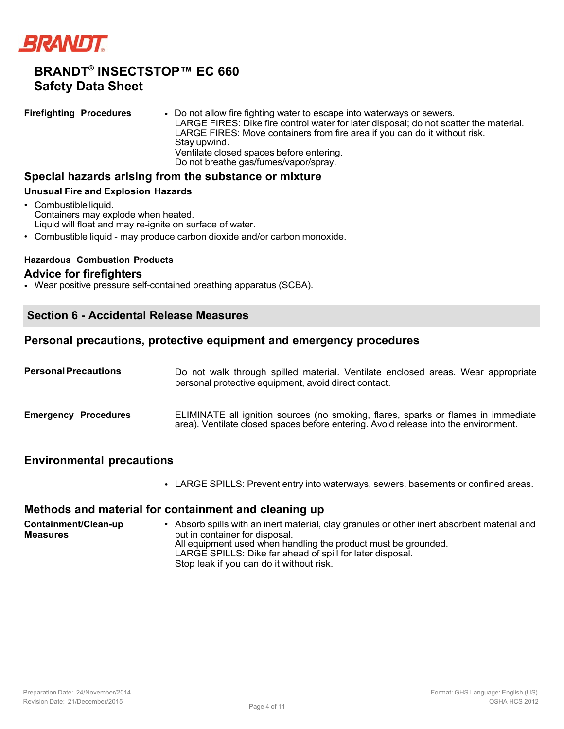**Firefighting Procedures**

- Do not allow fire fighting water to escape into waterways or sewers.
  LARGE FIRES: Dike fire control water for later disposal; do not scatter the material.
  LARGE FIRES: Move containers from fire area if you can do it without risk.
  Stay upwind.
  Ventilate closed spaces before entering.
  Do not breathe gas/fumes/vapor/spray.

## Special hazards arising from the substance or mixture

### Unusual Fire and Explosion Hazards

- Combustible liquid.
  Containers may explode when heated.
  Liquid will float and may re-ignite on surface of water.
- Combustible liquid - may produce carbon dioxide and/or carbon monoxide.

### Hazardous Combustion Products

## Advice for firefighters

- Wear positive pressure self-contained breathing apparatus (SCBA).

# Section 6 - Accidental Release Measures

## Personal precautions, protective equipment and emergency procedures

**Personal Precautions**

Do not walk through spilled material. Ventilate enclosed areas. Wear appropriate personal protective equipment, avoid direct contact.

**Emergency Procedures**

ELIMINATE all ignition sources (no smoking, flares, sparks or flames in immediate area). Ventilate closed spaces before entering. Avoid release into the environment.

## Environmental precautions

- LARGE SPILLS: Prevent entry into waterways, sewers, basements or confined areas.

## Methods and material for containment and cleaning up

**Containment/Clean-up Measures**

- Absorb spills with an inert material, clay granules or other inert absorbent material and put in container for disposal.
  All equipment used when handling the product must be grounded.
  LARGE SPILLS: Dike far ahead of spill for later disposal.
  Stop leak if you can do it without risk.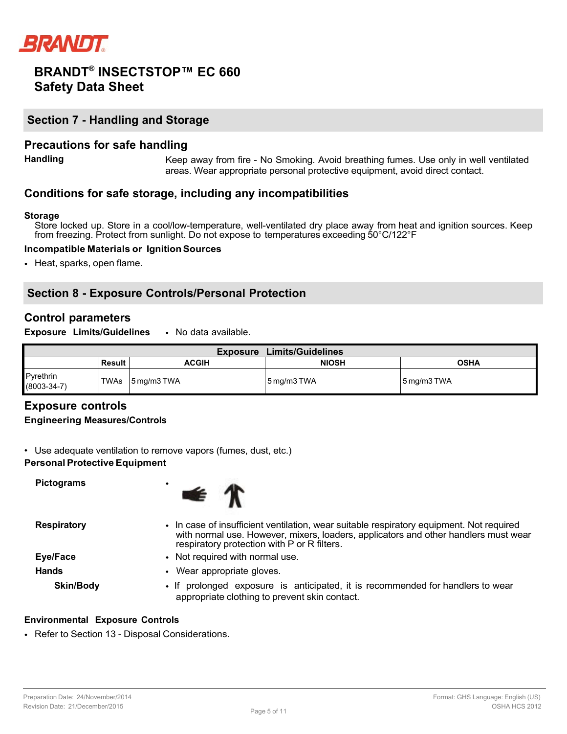**BRANDT® INSECTSTOP™ EC 660**
**Safety Data Sheet**

## Section 7 - Handling and Storage

### Precautions for safe handling

**Handling** Keep away from fire - No Smoking. Avoid breathing fumes. Use only in well ventilated areas. Wear appropriate personal protective equipment, avoid direct contact.

### Conditions for safe storage, including any incompatibilities

**Storage**

Store locked up. Store in a cool/low-temperature, well-ventilated dry place away from heat and ignition sources. Keep from freezing. Protect from sunlight. Do not expose to temperatures exceeding 50°C/122°F

**Incompatible Materials or Ignition Sources**

- Heat, sparks, open flame.

## Section 8 - Exposure Controls/Personal Protection

### Control parameters

**Exposure Limits/Guidelines**
- No data available.

| Exposure Limits/Guidelines | | | | |
|---|---|---|---|---|
| | Result | ACGIH | NIOSH | OSHA |
| Pyrethrin (8003-34-7) | TWAs | 5 mg/m3 TWA | 5 mg/m3 TWA | 5 mg/m3 TWA |

### Exposure controls

**Engineering Measures/Controls**

- Use adequate ventilation to remove vapors (fumes, dust, etc.)

**Personal Protective Equipment**

**Pictograms**
-

**Respiratory**
- In case of insufficient ventilation, wear suitable respiratory equipment. Not required with normal use. However, mixers, loaders, applicators and other handlers must wear respiratory protection with P or R filters.

**Eye/Face**
- Not required with normal use.

**Hands**
- Wear appropriate gloves.

**Skin/Body**
- If prolonged exposure is anticipated, it is recommended for handlers to wear appropriate clothing to prevent skin contact.

**Environmental Exposure Controls**

- Refer to Section 13 - Disposal Considerations.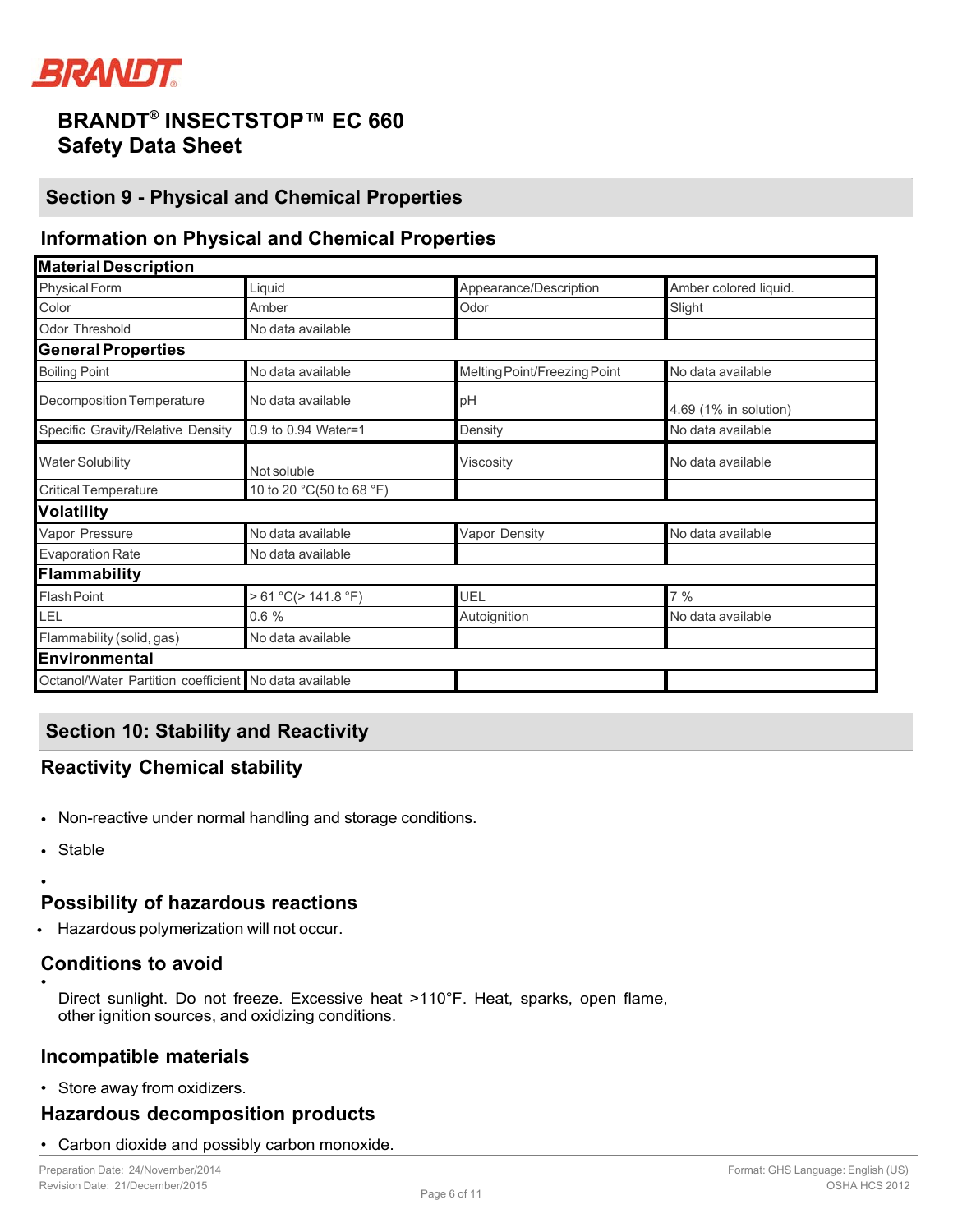# BRANDT® INSECTSTOP™ EC 660
# Safety Data Sheet

## Section 9 - Physical and Chemical Properties

### Information on Physical and Chemical Properties

| **Material Description** | | | |
|---|---|---|---|
| Physical Form | Liquid | Appearance/Description | Amber colored liquid. |
| Color | Amber | Odor | Slight |
| Odor Threshold | No data available | | |
| **General Properties** | | | |
| Boiling Point | No data available | Melting Point/Freezing Point | No data available |
| Decomposition Temperature | No data available | pH | 4.69 (1% in solution) |
| Specific Gravity/Relative Density | 0.9 to 0.94 Water=1 | Density | No data available |
| Water Solubility | Not soluble | Viscosity | No data available |
| Critical Temperature | 10 to 20 °C(50 to 68 °F) | | |
| **Volatility** | | | |
| Vapor Pressure | No data available | Vapor Density | No data available |
| Evaporation Rate | No data available | | |
| **Flammability** | | | |
| Flash Point | > 61 °C(> 141.8 °F) | UEL | 7 % |
| LEL | 0.6 % | Autoignition | No data available |
| Flammability (solid, gas) | No data available | | |
| **Environmental** | | | |
| Octanol/Water Partition coefficient | No data available | | |

## Section 10: Stability and Reactivity

### Reactivity Chemical stability

- Non-reactive under normal handling and storage conditions.
- Stable

### Possibility of hazardous reactions

- Hazardous polymerization will not occur.

### Conditions to avoid

- Direct sunlight. Do not freeze. Excessive heat >110°F. Heat, sparks, open flame, other ignition sources, and oxidizing conditions.

### Incompatible materials

- Store away from oxidizers.

### Hazardous decomposition products

- Carbon dioxide and possibly carbon monoxide.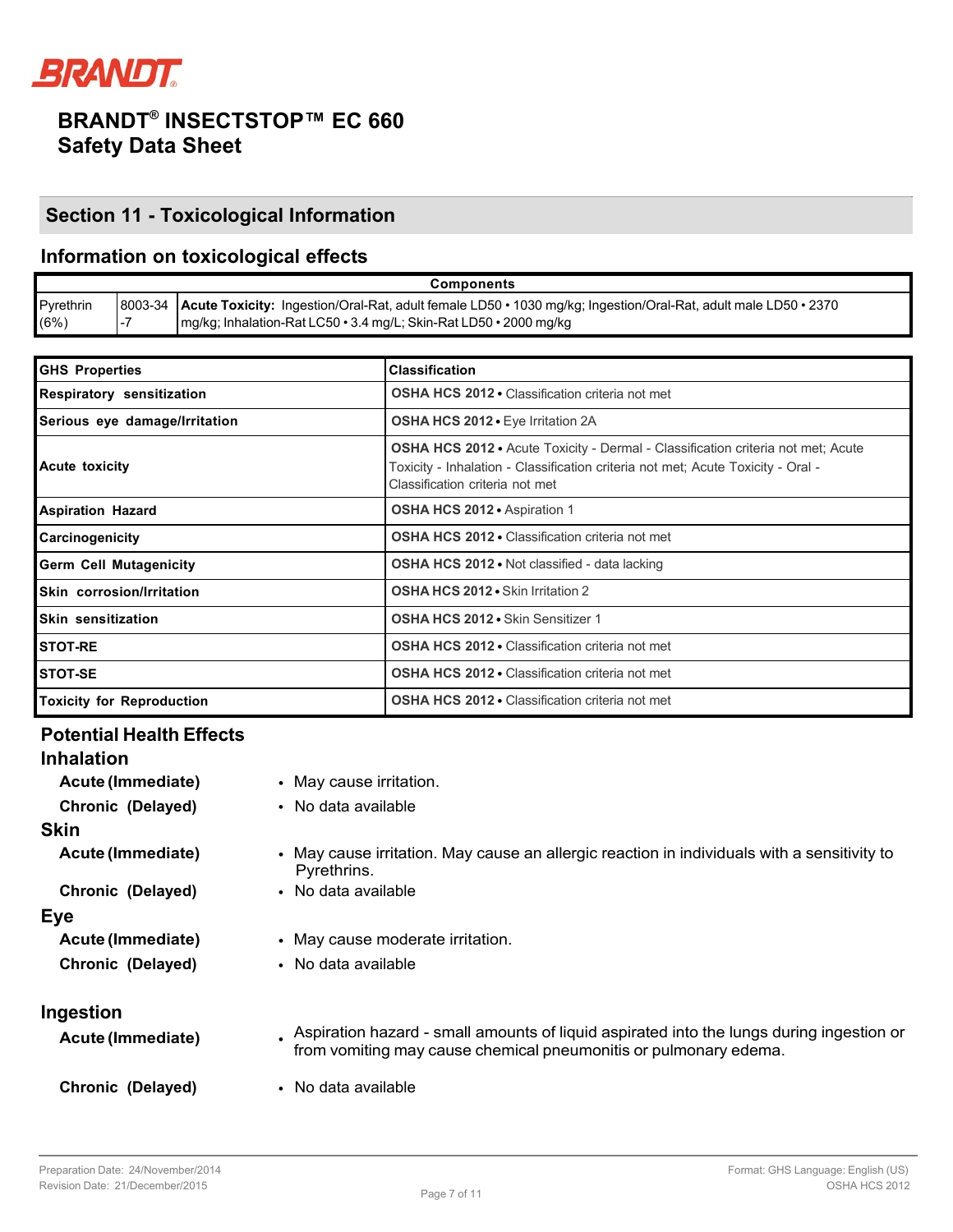**BRANDT® INSECTSTOP™ EC 660**
**Safety Data Sheet**

## Section 11 - Toxicological Information

### Information on toxicological effects

| Components | | |
|---|---|---|
| Pyrethrin (6%) | 8003-34-7 | **Acute Toxicity:** Ingestion/Oral-Rat, adult female LD50 • 1030 mg/kg; Ingestion/Oral-Rat, adult male LD50 • 2370 mg/kg; Inhalation-Rat LC50 • 3.4 mg/L; Skin-Rat LD50 • 2000 mg/kg |

| GHS Properties | Classification |
|---|---|
| **Respiratory sensitization** | **OSHA HCS 2012 •** Classification criteria not met |
| **Serious eye damage/Irritation** | **OSHA HCS 2012 •** Eye Irritation 2A |
| **Acute toxicity** | **OSHA HCS 2012 •** Acute Toxicity - Dermal - Classification criteria not met; Acute Toxicity - Inhalation - Classification criteria not met; Acute Toxicity - Oral - Classification criteria not met |
| **Aspiration Hazard** | **OSHA HCS 2012 •** Aspiration 1 |
| **Carcinogenicity** | **OSHA HCS 2012 •** Classification criteria not met |
| **Germ Cell Mutagenicity** | **OSHA HCS 2012 •** Not classified - data lacking |
| **Skin corrosion/Irritation** | **OSHA HCS 2012 •** Skin Irritation 2 |
| **Skin sensitization** | **OSHA HCS 2012 •** Skin Sensitizer 1 |
| **STOT-RE** | **OSHA HCS 2012 •** Classification criteria not met |
| **STOT-SE** | **OSHA HCS 2012 •** Classification criteria not met |
| **Toxicity for Reproduction** | **OSHA HCS 2012 •** Classification criteria not met |

### Potential Health Effects

#### Inhalation

**Acute (Immediate)**
- May cause irritation.

**Chronic (Delayed)**
- No data available

#### Skin

**Acute (Immediate)**
- May cause irritation. May cause an allergic reaction in individuals with a sensitivity to Pyrethrins.

**Chronic (Delayed)**
- No data available

#### Eye

**Acute (Immediate)**
- May cause moderate irritation.

**Chronic (Delayed)**
- No data available

#### Ingestion

**Acute (Immediate)**
- Aspiration hazard - small amounts of liquid aspirated into the lungs during ingestion or from vomiting may cause chemical pneumonitis or pulmonary edema.

**Chronic (Delayed)**
- No data available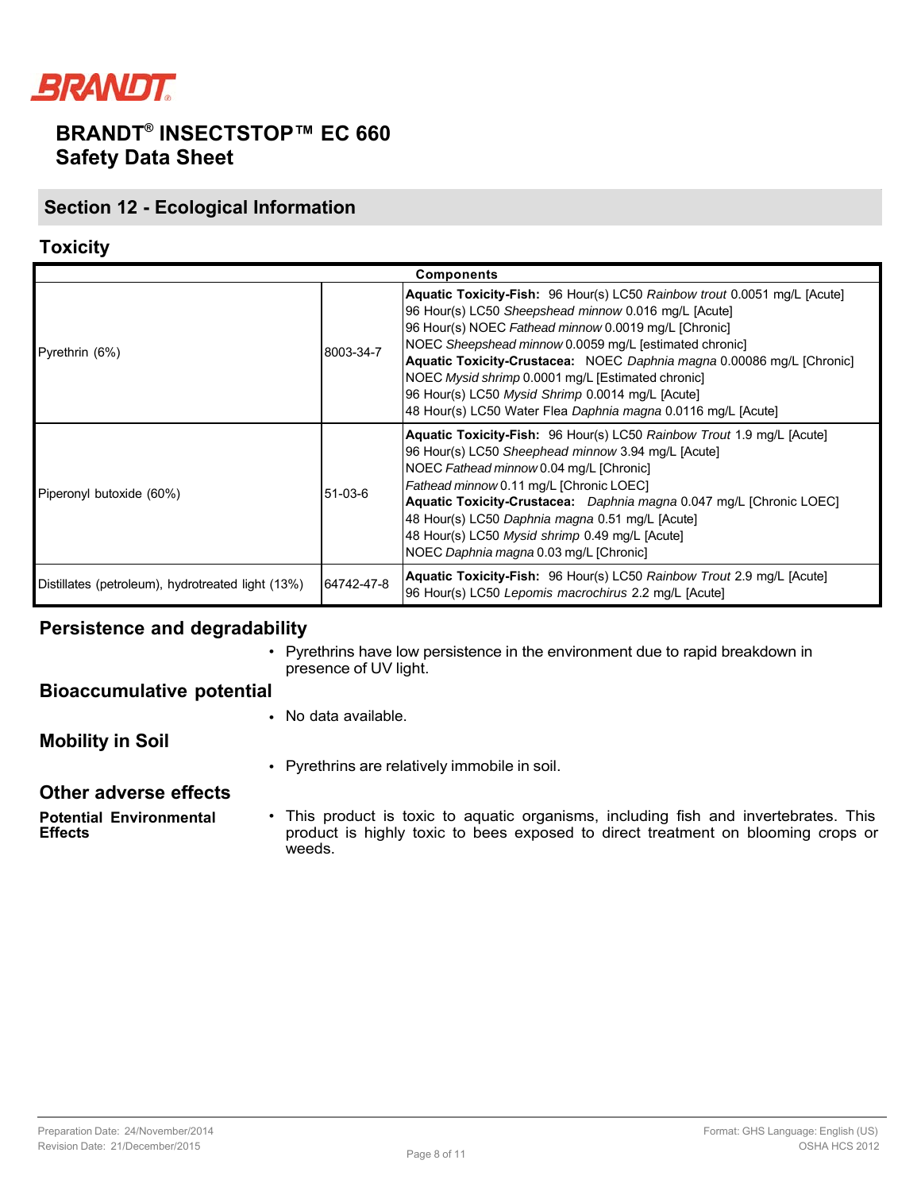BRANDT® INSECTSTOP™ EC 660
Safety Data Sheet

## Section 12 - Ecological Information

### Toxicity

| Components | | |
|---|---|---|
| Pyrethrin (6%) | 8003-34-7 | **Aquatic Toxicity-Fish:** 96 Hour(s) LC50 *Rainbow trout* 0.0051 mg/L [Acute]<br>96 Hour(s) LC50 *Sheepshead minnow* 0.016 mg/L [Acute]<br>96 Hour(s) NOEC *Fathead minnow* 0.0019 mg/L [Chronic]<br>NOEC *Sheepshead minnow* 0.0059 mg/L [estimated chronic]<br>**Aquatic Toxicity-Crustacea:** NOEC *Daphnia magna* 0.00086 mg/L [Chronic]<br>NOEC *Mysid shrimp* 0.0001 mg/L [Estimated chronic]<br>96 Hour(s) LC50 *Mysid Shrimp* 0.0014 mg/L [Acute]<br>48 Hour(s) LC50 Water Flea *Daphnia magna* 0.0116 mg/L [Acute] |
| Piperonyl butoxide (60%) | 51-03-6 | **Aquatic Toxicity-Fish:** 96 Hour(s) LC50 *Rainbow Trout* 1.9 mg/L [Acute]<br>96 Hour(s) LC50 *Sheephead minnow* 3.94 mg/L [Acute]<br>NOEC *Fathead minnow* 0.04 mg/L [Chronic]<br>*Fathead minnow* 0.11 mg/L [Chronic LOEC]<br>**Aquatic Toxicity-Crustacea:** *Daphnia magna* 0.047 mg/L [Chronic LOEC]<br>48 Hour(s) LC50 *Daphnia magna* 0.51 mg/L [Acute]<br>48 Hour(s) LC50 *Mysid shrimp* 0.49 mg/L [Acute]<br>NOEC *Daphnia magna* 0.03 mg/L [Chronic] |
| Distillates (petroleum), hydrotreated light (13%) | 64742-47-8 | **Aquatic Toxicity-Fish:** 96 Hour(s) LC50 *Rainbow Trout* 2.9 mg/L [Acute]<br>96 Hour(s) LC50 *Lepomis macrochirus* 2.2 mg/L [Acute] |

### Persistence and degradability

- Pyrethrins have low persistence in the environment due to rapid breakdown in presence of UV light.

### Bioaccumulative potential

- No data available.

### Mobility in Soil

- Pyrethrins are relatively immobile in soil.

### Other adverse effects

**Potential Environmental Effects**

- This product is toxic to aquatic organisms, including fish and invertebrates. This product is highly toxic to bees exposed to direct treatment on blooming crops or weeds.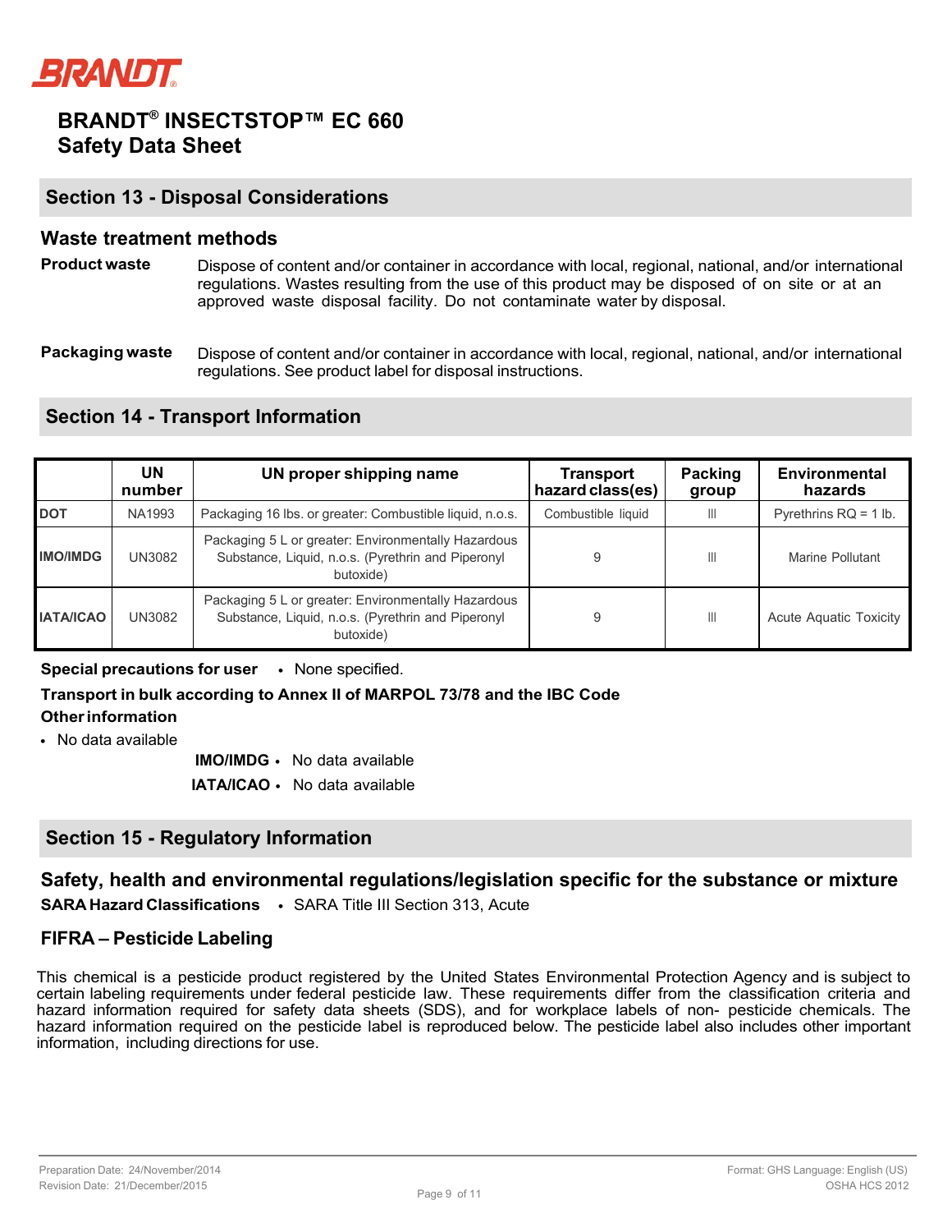# BRANDT® INSECTSTOP™ EC 660
# Safety Data Sheet

## Section 13 - Disposal Considerations

### Waste treatment methods

**Product waste** Dispose of content and/or container in accordance with local, regional, national, and/or international regulations. Wastes resulting from the use of this product may be disposed of on site or at an approved waste disposal facility. Do not contaminate water by disposal.

**Packaging waste** Dispose of content and/or container in accordance with local, regional, national, and/or international regulations. See product label for disposal instructions.

## Section 14 - Transport Information

| | UN number | UN proper shipping name | Transport hazard class(es) | Packing group | Environmental hazards |
|---|---|---|---|---|---|
| DOT | NA1993 | Packaging 16 lbs. or greater: Combustible liquid, n.o.s. | Combustible liquid | III | Pyrethrins RQ = 1 lb. |
| IMO/IMDG | UN3082 | Packaging 5 L or greater: Environmentally Hazardous Substance, Liquid, n.o.s. (Pyrethrin and Piperonyl butoxide) | 9 | III | Marine Pollutant |
| IATA/ICAO | UN3082 | Packaging 5 L or greater: Environmentally Hazardous Substance, Liquid, n.o.s. (Pyrethrin and Piperonyl butoxide) | 9 | III | Acute Aquatic Toxicity |

**Special precautions for user** • None specified.

**Transport in bulk according to Annex II of MARPOL 73/78 and the IBC Code**

**Other information**

- No data available

**IMO/IMDG** • No data available

**IATA/ICAO** • No data available

## Section 15 - Regulatory Information

### Safety, health and environmental regulations/legislation specific for the substance or mixture

**SARA Hazard Classifications** • SARA Title III Section 313, Acute

### FIFRA – Pesticide Labeling

This chemical is a pesticide product registered by the United States Environmental Protection Agency and is subject to certain labeling requirements under federal pesticide law. These requirements differ from the classification criteria and hazard information required for safety data sheets (SDS), and for workplace labels of non- pesticide chemicals. The hazard information required on the pesticide label is reproduced below. The pesticide label also includes other important information, including directions for use.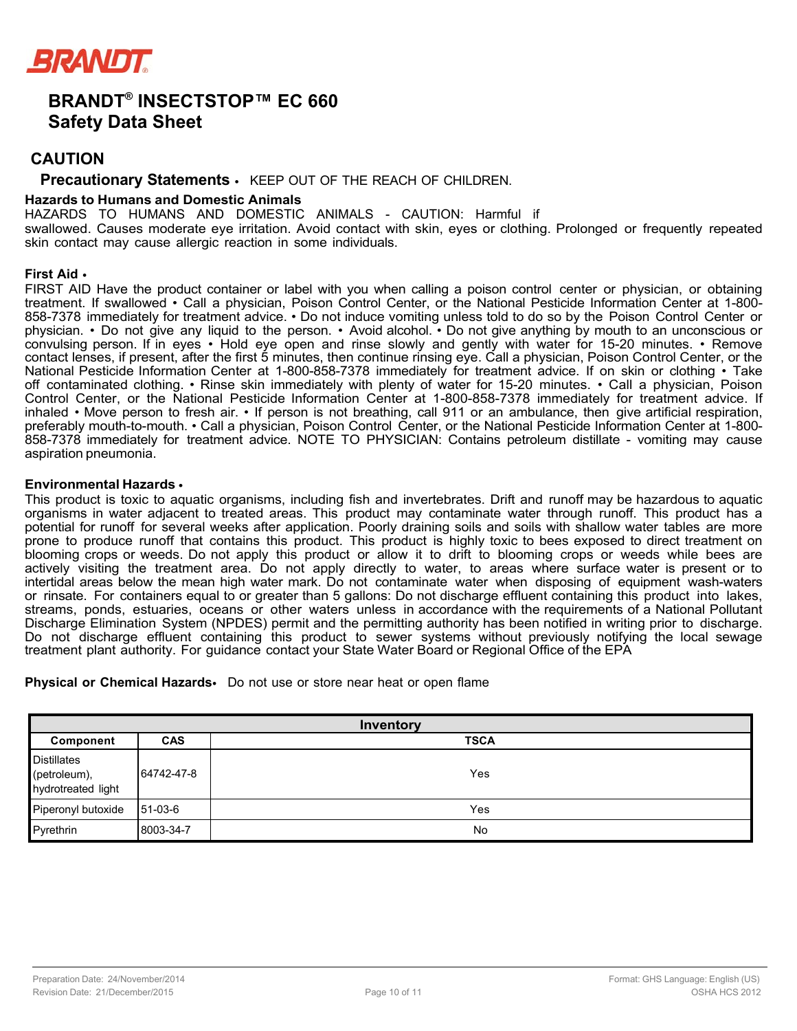BRANDT

# BRANDT® INSECTSTOP™ EC 660
# Safety Data Sheet

## CAUTION

### Precautionary Statements • KEEP OUT OF THE REACH OF CHILDREN.

**Hazards to Humans and Domestic Animals**
HAZARDS TO HUMANS AND DOMESTIC ANIMALS - CAUTION: Harmful if swallowed. Causes moderate eye irritation. Avoid contact with skin, eyes or clothing. Prolonged or frequently repeated skin contact may cause allergic reaction in some individuals.

**First Aid •**
FIRST AID Have the product container or label with you when calling a poison control center or physician, or obtaining treatment. If swallowed • Call a physician, Poison Control Center, or the National Pesticide Information Center at 1-800-858-7378 immediately for treatment advice. • Do not induce vomiting unless told to do so by the Poison Control Center or physician. • Do not give any liquid to the person. • Avoid alcohol. • Do not give anything by mouth to an unconscious or convulsing person. If in eyes • Hold eye open and rinse slowly and gently with water for 15-20 minutes. • Remove contact lenses, if present, after the first 5 minutes, then continue rinsing eye. Call a physician, Poison Control Center, or the National Pesticide Information Center at 1-800-858-7378 immediately for treatment advice. If on skin or clothing • Take off contaminated clothing. • Rinse skin immediately with plenty of water for 15-20 minutes. • Call a physician, Poison Control Center, or the National Pesticide Information Center at 1-800-858-7378 immediately for treatment advice. If inhaled • Move person to fresh air. • If person is not breathing, call 911 or an ambulance, then give artificial respiration, preferably mouth-to-mouth. • Call a physician, Poison Control Center, or the National Pesticide Information Center at 1-800-858-7378 immediately for treatment advice. NOTE TO PHYSICIAN: Contains petroleum distillate - vomiting may cause aspiration pneumonia.

**Environmental Hazards •**
This product is toxic to aquatic organisms, including fish and invertebrates. Drift and runoff may be hazardous to aquatic organisms in water adjacent to treated areas. This product may contaminate water through runoff. This product has a potential for runoff for several weeks after application. Poorly draining soils and soils with shallow water tables are more prone to produce runoff that contains this product. This product is highly toxic to bees exposed to direct treatment on blooming crops or weeds. Do not apply this product or allow it to drift to blooming crops or weeds while bees are actively visiting the treatment area. Do not apply directly to water, to areas where surface water is present or to intertidal areas below the mean high water mark. Do not contaminate water when disposing of equipment wash-waters or rinsate. For containers equal to or greater than 5 gallons: Do not discharge effluent containing this product into lakes, streams, ponds, estuaries, oceans or other waters unless in accordance with the requirements of a National Pollutant Discharge Elimination System (NPDES) permit and the permitting authority has been notified in writing prior to discharge. Do not discharge effluent containing this product to sewer systems without previously notifying the local sewage treatment plant authority. For guidance contact your State Water Board or Regional Office of the EPA

**Physical or Chemical Hazards•** Do not use or store near heat or open flame

| Inventory | | |
|---|---|---|
| **Component** | **CAS** | **TSCA** |
| Distillates (petroleum), hydrotreated light | 64742-47-8 | Yes |
| Piperonyl butoxide | 51-03-6 | Yes |
| Pyrethrin | 8003-34-7 | No |

Preparation Date: 24/November/2014
Revision Date: 21/December/2015

Format: GHS Language: English (US)
OSHA HCS 2012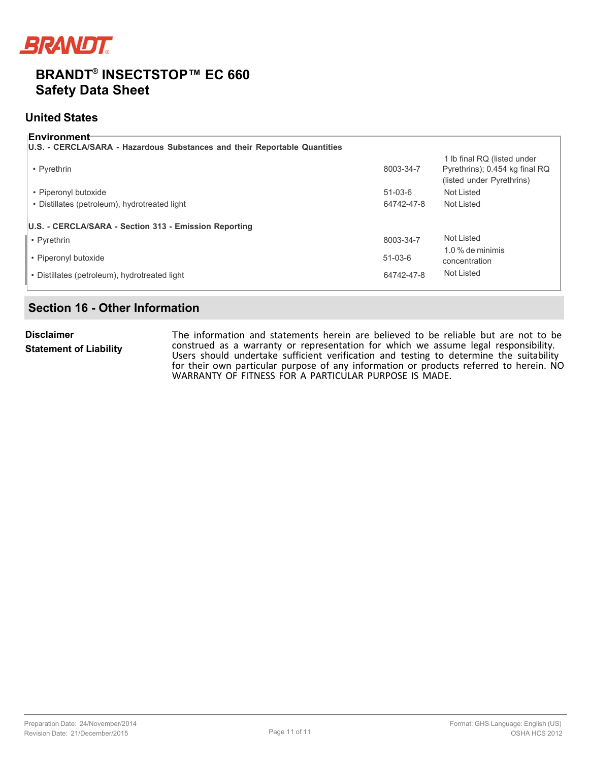# BRANDT® INSECTSTOP™ EC 660
# Safety Data Sheet

## United States

**Environment**

**U.S. - CERCLA/SARA - Hazardous Substances and their Reportable Quantities**

| | | |
|---|---|---|
| • Pyrethrin | 8003-34-7 | 1 lb final RQ (listed under Pyrethrins); 0.454 kg final RQ (listed under Pyrethrins) |
| • Piperonyl butoxide | 51-03-6 | Not Listed |
| • Distillates (petroleum), hydrotreated light | 64742-47-8 | Not Listed |

**U.S. - CERCLA/SARA - Section 313 - Emission Reporting**

| | | |
|---|---|---|
| • Pyrethrin | 8003-34-7 | Not Listed |
| • Piperonyl butoxide | 51-03-6 | 1.0 % de minimis concentration |
| • Distillates (petroleum), hydrotreated light | 64742-47-8 | Not Listed |

## Section 16 - Other Information

**Disclaimer**

**Statement of Liability**

The information and statements herein are believed to be reliable but are not to be construed as a warranty or representation for which we assume legal responsibility. Users should undertake sufficient verification and testing to determine the suitability for their own particular purpose of any information or products referred to herein. NO WARRANTY OF FITNESS FOR A PARTICULAR PURPOSE IS MADE.